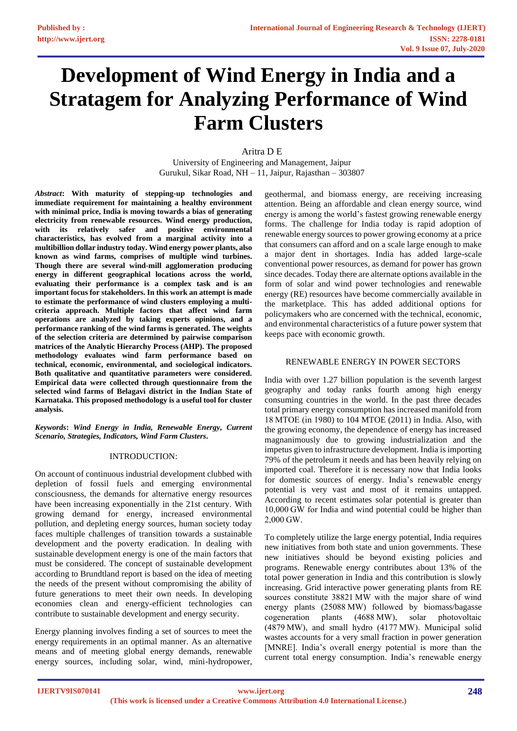# Development of Wind Energy in India and a Stratagem for Analyzing Performance of Wind Farm Clusters

Aritra D E
University of Engineering and Management, Jaipur
Gurukul, Sikar Road, NH – 11, Jaipur, Rajasthan – 303807

***Abstract*: With maturity of stepping-up technologies and immediate requirement for maintaining a healthy environment with minimal price, India is moving towards a bias of generating electricity from renewable resources. Wind energy production, with its relatively safer and positive environmental characteristics, has evolved from a marginal activity into a multibillion dollar industry today. Wind energy power plants, also known as wind farms, comprises of multiple wind turbines. Though there are several wind-mill agglomeration producing energy in different geographical locations across the world, evaluating their performance is a complex task and is an important focus for stakeholders. In this work an attempt is made to estimate the performance of wind clusters employing a multi-criteria approach. Multiple factors that affect wind farm operations are analyzed by taking experts opinions, and a performance ranking of the wind farms is generated. The weights of the selection criteria are determined by pairwise comparison matrices of the Analytic Hierarchy Process (AHP). The proposed methodology evaluates wind farm performance based on technical, economic, environmental, and sociological indicators. Both qualitative and quantitative parameters were considered. Empirical data were collected through questionnaire from the selected wind farms of Belagavi district in the Indian State of Karnataka. This proposed methodology is a useful tool for cluster analysis.**

***Keywords*: *Wind Energy in India, Renewable Energy, Current Scenario, Strategies, Indicators, Wind Farm Clusters*.**

## INTRODUCTION:

On account of continuous industrial development clubbed with depletion of fossil fuels and emerging environmental consciousness, the demands for alternative energy resources have been increasing exponentially in the 21st century. With growing demand for energy, increased environmental pollution, and depleting energy sources, human society today faces multiple challenges of transition towards a sustainable development and the poverty eradication. In dealing with sustainable development energy is one of the main factors that must be considered. The concept of sustainable development according to Brundtland report is based on the idea of meeting the needs of the present without compromising the ability of future generations to meet their own needs. In developing economies clean and energy-efficient technologies can contribute to sustainable development and energy security.

Energy planning involves finding a set of sources to meet the energy requirements in an optimal manner. As an alternative means and of meeting global energy demands, renewable energy sources, including solar, wind, mini-hydropower, geothermal, and biomass energy, are receiving increasing attention. Being an affordable and clean energy source, wind energy is among the world's fastest growing renewable energy forms. The challenge for India today is rapid adoption of renewable energy sources to power growing economy at a price that consumers can afford and on a scale large enough to make a major dent in shortages. India has added large-scale conventional power resources, as demand for power has grown since decades. Today there are alternate options available in the form of solar and wind power technologies and renewable energy (RE) resources have become commercially available in the marketplace. This has added additional options for policymakers who are concerned with the technical, economic, and environmental characteristics of a future power system that keeps pace with economic growth.

## RENEWABLE ENERGY IN POWER SECTORS

India with over 1.27 billion population is the seventh largest geography and today ranks fourth among high energy consuming countries in the world. In the past three decades total primary energy consumption has increased manifold from 18 MTOE (in 1980) to 104 MTOE (2011) in India. Also, with the growing economy, the dependence of energy has increased magnanimously due to growing industrialization and the impetus given to infrastructure development. India is importing 79% of the petroleum it needs and has been heavily relying on imported coal. Therefore it is necessary now that India looks for domestic sources of energy. India's renewable energy potential is very vast and most of it remains untapped. According to recent estimates solar potential is greater than 10,000 GW for India and wind potential could be higher than 2,000 GW.

To completely utilize the large energy potential, India requires new initiatives from both state and union governments. These new initiatives should be beyond existing policies and programs. Renewable energy contributes about 13% of the total power generation in India and this contribution is slowly increasing. Grid interactive power generating plants from RE sources constitute 38821 MW with the major share of wind energy plants (25088 MW) followed by biomass/bagasse cogeneration plants (4688 MW), solar photovoltaic (4879 MW), and small hydro (4177 MW). Municipal solid wastes accounts for a very small fraction in power generation [MNRE]. India's overall energy potential is more than the current total energy consumption. India's renewable energy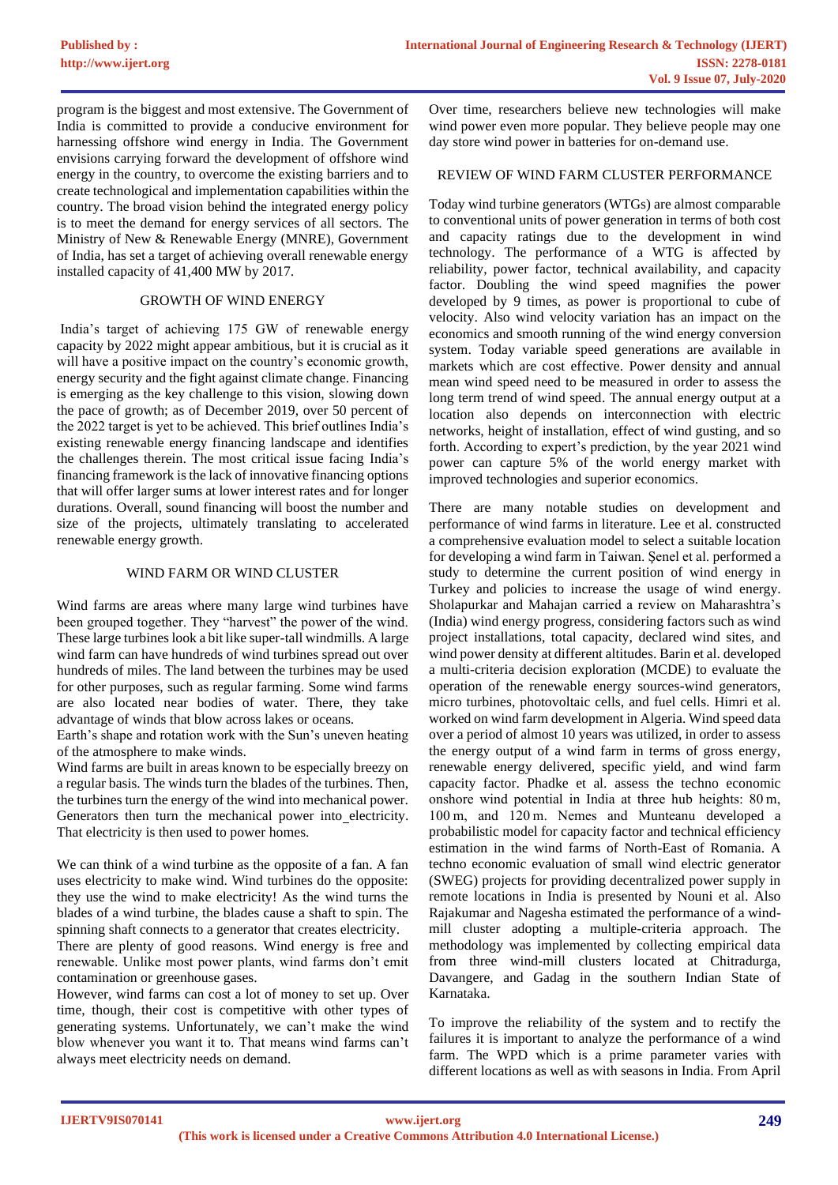program is the biggest and most extensive. The Government of India is committed to provide a conducive environment for harnessing offshore wind energy in India. The Government envisions carrying forward the development of offshore wind energy in the country, to overcome the existing barriers and to create technological and implementation capabilities within the country. The broad vision behind the integrated energy policy is to meet the demand for energy services of all sectors. The Ministry of New & Renewable Energy (MNRE), Government of India, has set a target of achieving overall renewable energy installed capacity of 41,400 MW by 2017.

## GROWTH OF WIND ENERGY

India's target of achieving 175 GW of renewable energy capacity by 2022 might appear ambitious, but it is crucial as it will have a positive impact on the country's economic growth, energy security and the fight against climate change. Financing is emerging as the key challenge to this vision, slowing down the pace of growth; as of December 2019, over 50 percent of the 2022 target is yet to be achieved. This brief outlines India's existing renewable energy financing landscape and identifies the challenges therein. The most critical issue facing India's financing framework is the lack of innovative financing options that will offer larger sums at lower interest rates and for longer durations. Overall, sound financing will boost the number and size of the projects, ultimately translating to accelerated renewable energy growth.

## WIND FARM OR WIND CLUSTER

Wind farms are areas where many large wind turbines have been grouped together. They "harvest" the power of the wind. These large turbines look a bit like super-tall windmills. A large wind farm can have hundreds of wind turbines spread out over hundreds of miles. The land between the turbines may be used for other purposes, such as regular farming. Some wind farms are also located near bodies of water. There, they take advantage of winds that blow across lakes or oceans.

Earth's shape and rotation work with the Sun's uneven heating of the atmosphere to make winds.

Wind farms are built in areas known to be especially breezy on a regular basis. The winds turn the blades of the turbines. Then, the turbines turn the energy of the wind into mechanical power. Generators then turn the mechanical power into electricity. That electricity is then used to power homes.

We can think of a wind turbine as the opposite of a fan. A fan uses electricity to make wind. Wind turbines do the opposite: they use the wind to make electricity! As the wind turns the blades of a wind turbine, the blades cause a shaft to spin. The spinning shaft connects to a generator that creates electricity.

There are plenty of good reasons. Wind energy is free and renewable. Unlike most power plants, wind farms don't emit contamination or greenhouse gases.

However, wind farms can cost a lot of money to set up. Over time, though, their cost is competitive with other types of generating systems. Unfortunately, we can't make the wind blow whenever you want it to. That means wind farms can't always meet electricity needs on demand.

Over time, researchers believe new technologies will make wind power even more popular. They believe people may one day store wind power in batteries for on-demand use.

## REVIEW OF WIND FARM CLUSTER PERFORMANCE

Today wind turbine generators (WTGs) are almost comparable to conventional units of power generation in terms of both cost and capacity ratings due to the development in wind technology. The performance of a WTG is affected by reliability, power factor, technical availability, and capacity factor. Doubling the wind speed magnifies the power developed by 9 times, as power is proportional to cube of velocity. Also wind velocity variation has an impact on the economics and smooth running of the wind energy conversion system. Today variable speed generations are available in markets which are cost effective. Power density and annual mean wind speed need to be measured in order to assess the long term trend of wind speed. The annual energy output at a location also depends on interconnection with electric networks, height of installation, effect of wind gusting, and so forth. According to expert's prediction, by the year 2021 wind power can capture 5% of the world energy market with improved technologies and superior economics.

There are many notable studies on development and performance of wind farms in literature. Lee et al. constructed a comprehensive evaluation model to select a suitable location for developing a wind farm in Taiwan. Şenel et al. performed a study to determine the current position of wind energy in Turkey and policies to increase the usage of wind energy. Sholapurkar and Mahajan carried a review on Maharashtra's (India) wind energy progress, considering factors such as wind project installations, total capacity, declared wind sites, and wind power density at different altitudes. Barin et al. developed a multi-criteria decision exploration (MCDE) to evaluate the operation of the renewable energy sources-wind generators, micro turbines, photovoltaic cells, and fuel cells. Himri et al. worked on wind farm development in Algeria. Wind speed data over a period of almost 10 years was utilized, in order to assess the energy output of a wind farm in terms of gross energy, renewable energy delivered, specific yield, and wind farm capacity factor. Phadke et al. assess the techno economic onshore wind potential in India at three hub heights: 80 m, 100 m, and 120 m. Nemes and Munteanu developed a probabilistic model for capacity factor and technical efficiency estimation in the wind farms of North-East of Romania. A techno economic evaluation of small wind electric generator (SWEG) projects for providing decentralized power supply in remote locations in India is presented by Nouni et al. Also Rajakumar and Nagesha estimated the performance of a wind-mill cluster adopting a multiple-criteria approach. The methodology was implemented by collecting empirical data from three wind-mill clusters located at Chitradurga, Davangere, and Gadag in the southern Indian State of Karnataka.

To improve the reliability of the system and to rectify the failures it is important to analyze the performance of a wind farm. The WPD which is a prime parameter varies with different locations as well as with seasons in India. From April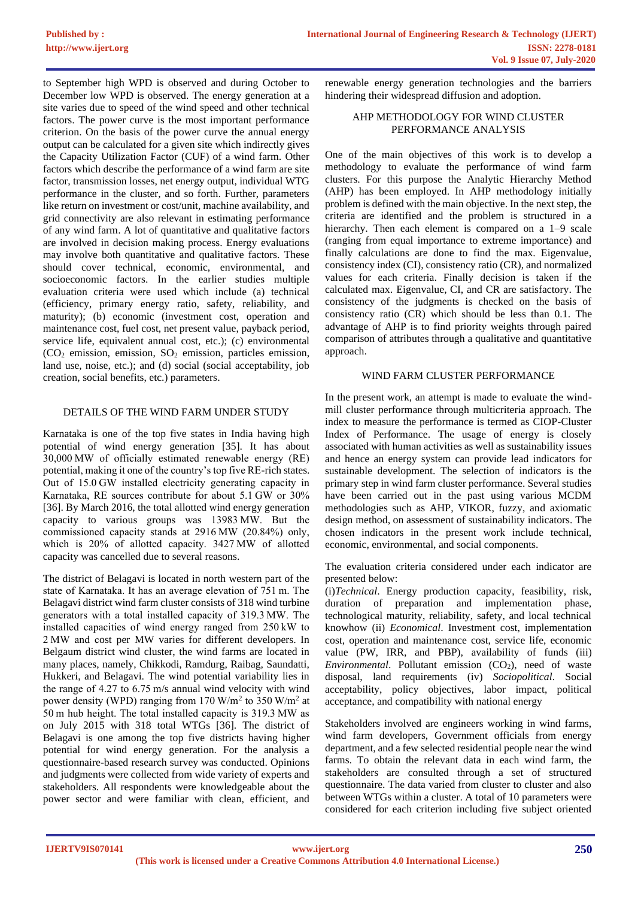to September high WPD is observed and during October to December low WPD is observed. The energy generation at a site varies due to speed of the wind speed and other technical factors. The power curve is the most important performance criterion. On the basis of the power curve the annual energy output can be calculated for a given site which indirectly gives the Capacity Utilization Factor (CUF) of a wind farm. Other factors which describe the performance of a wind farm are site factor, transmission losses, net energy output, individual WTG performance in the cluster, and so forth. Further, parameters like return on investment or cost/unit, machine availability, and grid connectivity are also relevant in estimating performance of any wind farm. A lot of quantitative and qualitative factors are involved in decision making process. Energy evaluations may involve both quantitative and qualitative factors. These should cover technical, economic, environmental, and socioeconomic factors. In the earlier studies multiple evaluation criteria were used which include (a) technical (efficiency, primary energy ratio, safety, reliability, and maturity); (b) economic (investment cost, operation and maintenance cost, fuel cost, net present value, payback period, service life, equivalent annual cost, etc.); (c) environmental ($CO_2$ emission, emission, $SO_2$ emission, particles emission, land use, noise, etc.); and (d) social (social acceptability, job creation, social benefits, etc.) parameters.

## DETAILS OF THE WIND FARM UNDER STUDY

Karnataka is one of the top five states in India having high potential of wind energy generation [35]. It has about 30,000 MW of officially estimated renewable energy (RE) potential, making it one of the country's top five RE-rich states. Out of 15.0 GW installed electricity generating capacity in Karnataka, RE sources contribute for about 5.1 GW or 30% [36]. By March 2016, the total allotted wind energy generation capacity to various groups was 13983 MW. But the commissioned capacity stands at 2916 MW (20.84%) only, which is 20% of allotted capacity. 3427 MW of allotted capacity was cancelled due to several reasons.

The district of Belagavi is located in north western part of the state of Karnataka. It has an average elevation of 751 m. The Belagavi district wind farm cluster consists of 318 wind turbine generators with a total installed capacity of 319.3 MW. The installed capacities of wind energy ranged from 250 kW to 2 MW and cost per MW varies for different developers. In Belgaum district wind cluster, the wind farms are located in many places, namely, Chikkodi, Ramdurg, Raibag, Saundatti, Hukkeri, and Belagavi. The wind potential variability lies in the range of 4.27 to 6.75 m/s annual wind velocity with wind power density (WPD) ranging from 170 W/m$^2$ to 350 W/m$^2$ at 50 m hub height. The total installed capacity is 319.3 MW as on July 2015 with 318 total WTGs [36]. The district of Belagavi is one among the top five districts having higher potential for wind energy generation. For the analysis a questionnaire-based research survey was conducted. Opinions and judgments were collected from wide variety of experts and stakeholders. All respondents were knowledgeable about the power sector and were familiar with clean, efficient, and renewable energy generation technologies and the barriers hindering their widespread diffusion and adoption.

## AHP METHODOLOGY FOR WIND CLUSTER PERFORMANCE ANALYSIS

One of the main objectives of this work is to develop a methodology to evaluate the performance of wind farm clusters. For this purpose the Analytic Hierarchy Method (AHP) has been employed. In AHP methodology initially problem is defined with the main objective. In the next step, the criteria are identified and the problem is structured in a hierarchy. Then each element is compared on a 1–9 scale (ranging from equal importance to extreme importance) and finally calculations are done to find the max. Eigenvalue, consistency index (CI), consistency ratio (CR), and normalized values for each criteria. Finally decision is taken if the calculated max. Eigenvalue, CI, and CR are satisfactory. The consistency of the judgments is checked on the basis of consistency ratio (CR) which should be less than 0.1. The advantage of AHP is to find priority weights through paired comparison of attributes through a qualitative and quantitative approach.

## WIND FARM CLUSTER PERFORMANCE

In the present work, an attempt is made to evaluate the wind-mill cluster performance through multicriteria approach. The index to measure the performance is termed as CIOP-Cluster Index of Performance. The usage of energy is closely associated with human activities as well as sustainability issues and hence an energy system can provide lead indicators for sustainable development. The selection of indicators is the primary step in wind farm cluster performance. Several studies have been carried out in the past using various MCDM methodologies such as AHP, VIKOR, fuzzy, and axiomatic design method, on assessment of sustainability indicators. The chosen indicators in the present work include technical, economic, environmental, and social components.

The evaluation criteria considered under each indicator are presented below:
(i)*Technical*. Energy production capacity, feasibility, risk, duration of preparation and implementation phase, technological maturity, reliability, safety, and local technical knowhow (ii) *Economical*. Investment cost, implementation cost, operation and maintenance cost, service life, economic value (PW, IRR, and PBP), availability of funds (iii) *Environmental*. Pollutant emission ($CO_2$), need of waste disposal, land requirements (iv) *Sociopolitical*. Social acceptability, policy objectives, labor impact, political acceptance, and compatibility with national energy

Stakeholders involved are engineers working in wind farms, wind farm developers, Government officials from energy department, and a few selected residential people near the wind farms. To obtain the relevant data in each wind farm, the stakeholders are consulted through a set of structured questionnaire. The data varied from cluster to cluster and also between WTGs within a cluster. A total of 10 parameters were considered for each criterion including five subject oriented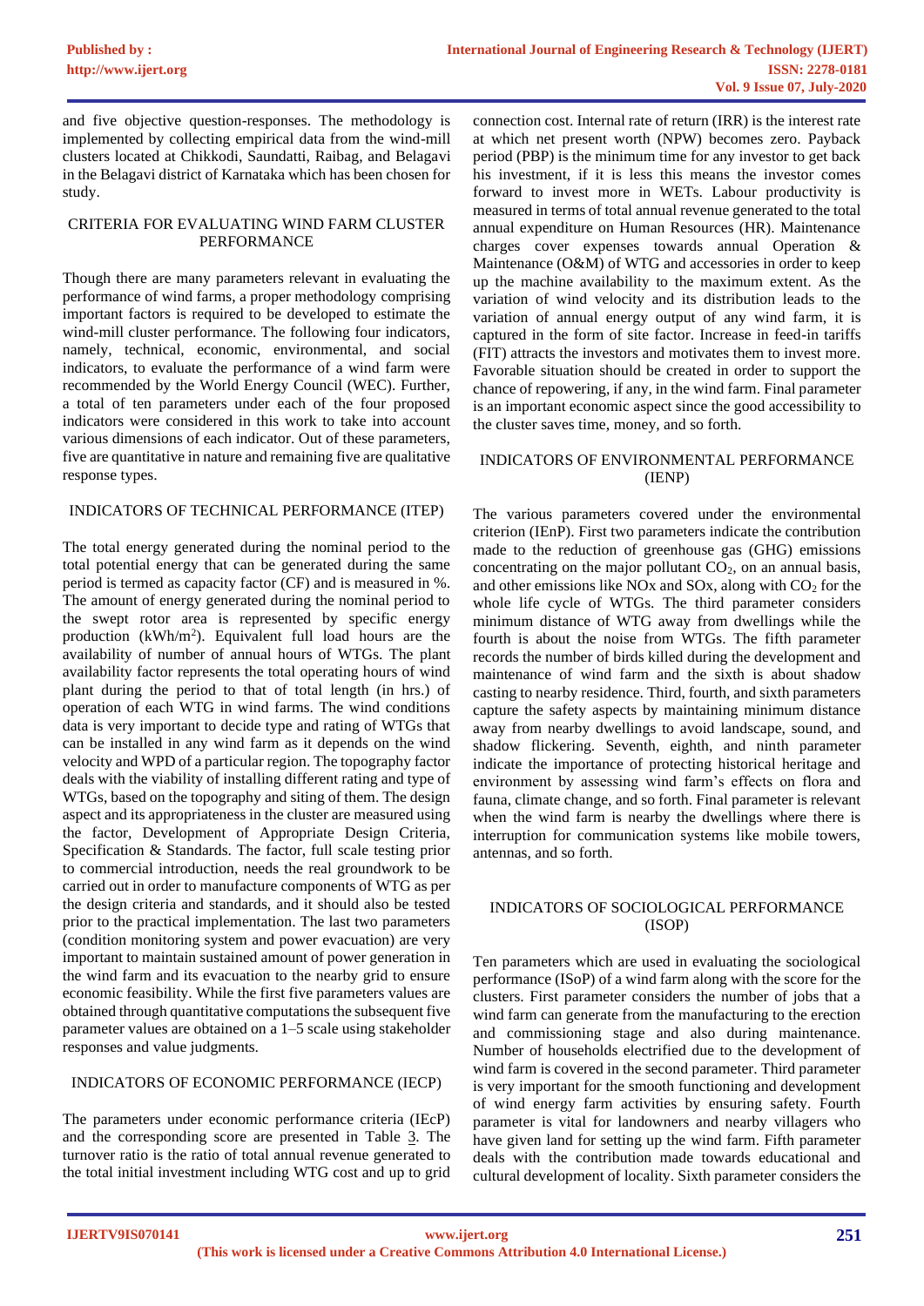and five objective question-responses. The methodology is implemented by collecting empirical data from the wind-mill clusters located at Chikkodi, Saundatti, Raibag, and Belagavi in the Belagavi district of Karnataka which has been chosen for study.

## CRITERIA FOR EVALUATING WIND FARM CLUSTER PERFORMANCE

Though there are many parameters relevant in evaluating the performance of wind farms, a proper methodology comprising important factors is required to be developed to estimate the wind-mill cluster performance. The following four indicators, namely, technical, economic, environmental, and social indicators, to evaluate the performance of a wind farm were recommended by the World Energy Council (WEC). Further, a total of ten parameters under each of the four proposed indicators were considered in this work to take into account various dimensions of each indicator. Out of these parameters, five are quantitative in nature and remaining five are qualitative response types.

## INDICATORS OF TECHNICAL PERFORMANCE (ITEP)

The total energy generated during the nominal period to the total potential energy that can be generated during the same period is termed as capacity factor (CF) and is measured in %. The amount of energy generated during the nominal period to the swept rotor area is represented by specific energy production ($kWh/m^2$). Equivalent full load hours are the availability of number of annual hours of WTGs. The plant availability factor represents the total operating hours of wind plant during the period to that of total length (in hrs.) of operation of each WTG in wind farms. The wind conditions data is very important to decide type and rating of WTGs that can be installed in any wind farm as it depends on the wind velocity and WPD of a particular region. The topography factor deals with the viability of installing different rating and type of WTGs, based on the topography and siting of them. The design aspect and its appropriateness in the cluster are measured using the factor, Development of Appropriate Design Criteria, Specification & Standards. The factor, full scale testing prior to commercial introduction, needs the real groundwork to be carried out in order to manufacture components of WTG as per the design criteria and standards, and it should also be tested prior to the practical implementation. The last two parameters (condition monitoring system and power evacuation) are very important to maintain sustained amount of power generation in the wind farm and its evacuation to the nearby grid to ensure economic feasibility. While the first five parameters values are obtained through quantitative computations the subsequent five parameter values are obtained on a 1–5 scale using stakeholder responses and value judgments.

## INDICATORS OF ECONOMIC PERFORMANCE (IECP)

The parameters under economic performance criteria (IEcP) and the corresponding score are presented in Table 3. The turnover ratio is the ratio of total annual revenue generated to the total initial investment including WTG cost and up to grid connection cost. Internal rate of return (IRR) is the interest rate at which net present worth (NPW) becomes zero. Payback period (PBP) is the minimum time for any investor to get back his investment, if it is less this means the investor comes forward to invest more in WETs. Labour productivity is measured in terms of total annual revenue generated to the total annual expenditure on Human Resources (HR). Maintenance charges cover expenses towards annual Operation & Maintenance (O&M) of WTG and accessories in order to keep up the machine availability to the maximum extent. As the variation of wind velocity and its distribution leads to the variation of annual energy output of any wind farm, it is captured in the form of site factor. Increase in feed-in tariffs (FIT) attracts the investors and motivates them to invest more. Favorable situation should be created in order to support the chance of repowering, if any, in the wind farm. Final parameter is an important economic aspect since the good accessibility to the cluster saves time, money, and so forth.

## INDICATORS OF ENVIRONMENTAL PERFORMANCE (IENP)

The various parameters covered under the environmental criterion (IEnP). First two parameters indicate the contribution made to the reduction of greenhouse gas (GHG) emissions concentrating on the major pollutant $CO_2$, on an annual basis, and other emissions like NOx and SOx, along with $CO_2$ for the whole life cycle of WTGs. The third parameter considers minimum distance of WTG away from dwellings while the fourth is about the noise from WTGs. The fifth parameter records the number of birds killed during the development and maintenance of wind farm and the sixth is about shadow casting to nearby residence. Third, fourth, and sixth parameters capture the safety aspects by maintaining minimum distance away from nearby dwellings to avoid landscape, sound, and shadow flickering. Seventh, eighth, and ninth parameter indicate the importance of protecting historical heritage and environment by assessing wind farm's effects on flora and fauna, climate change, and so forth. Final parameter is relevant when the wind farm is nearby the dwellings where there is interruption for communication systems like mobile towers, antennas, and so forth.

## INDICATORS OF SOCIOLOGICAL PERFORMANCE (ISOP)

Ten parameters which are used in evaluating the sociological performance (ISoP) of a wind farm along with the score for the clusters. First parameter considers the number of jobs that a wind farm can generate from the manufacturing to the erection and commissioning stage and also during maintenance. Number of households electrified due to the development of wind farm is covered in the second parameter. Third parameter is very important for the smooth functioning and development of wind energy farm activities by ensuring safety. Fourth parameter is vital for landowners and nearby villagers who have given land for setting up the wind farm. Fifth parameter deals with the contribution made towards educational and cultural development of locality. Sixth parameter considers the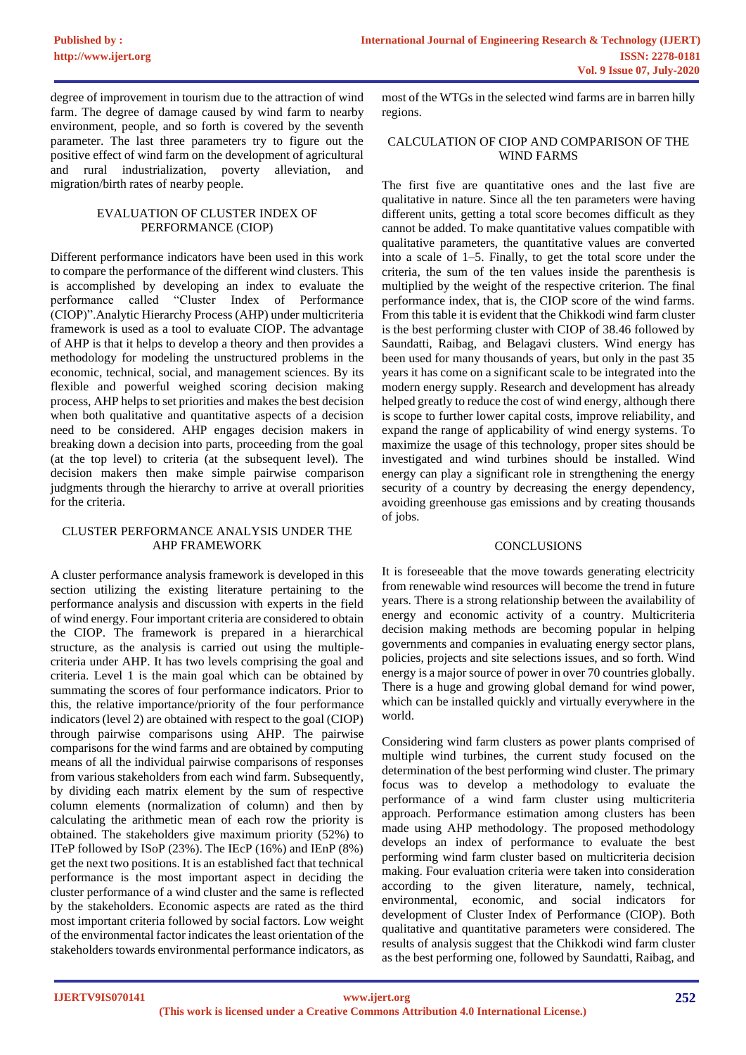degree of improvement in tourism due to the attraction of wind farm. The degree of damage caused by wind farm to nearby environment, people, and so forth is covered by the seventh parameter. The last three parameters try to figure out the positive effect of wind farm on the development of agricultural and rural industrialization, poverty alleviation, and migration/birth rates of nearby people.

## EVALUATION OF CLUSTER INDEX OF PERFORMANCE (CIOP)

Different performance indicators have been used in this work to compare the performance of the different wind clusters. This is accomplished by developing an index to evaluate the performance called "Cluster Index of Performance (CIOP)".Analytic Hierarchy Process (AHP) under multicriteria framework is used as a tool to evaluate CIOP. The advantage of AHP is that it helps to develop a theory and then provides a methodology for modeling the unstructured problems in the economic, technical, social, and management sciences. By its flexible and powerful weighed scoring decision making process, AHP helps to set priorities and makes the best decision when both qualitative and quantitative aspects of a decision need to be considered. AHP engages decision makers in breaking down a decision into parts, proceeding from the goal (at the top level) to criteria (at the subsequent level). The decision makers then make simple pairwise comparison judgments through the hierarchy to arrive at overall priorities for the criteria.

## CLUSTER PERFORMANCE ANALYSIS UNDER THE AHP FRAMEWORK

A cluster performance analysis framework is developed in this section utilizing the existing literature pertaining to the performance analysis and discussion with experts in the field of wind energy. Four important criteria are considered to obtain the CIOP. The framework is prepared in a hierarchical structure, as the analysis is carried out using the multiple-criteria under AHP. It has two levels comprising the goal and criteria. Level 1 is the main goal which can be obtained by summating the scores of four performance indicators. Prior to this, the relative importance/priority of the four performance indicators (level 2) are obtained with respect to the goal (CIOP) through pairwise comparisons using AHP. The pairwise comparisons for the wind farms and are obtained by computing means of all the individual pairwise comparisons of responses from various stakeholders from each wind farm. Subsequently, by dividing each matrix element by the sum of respective column elements (normalization of column) and then by calculating the arithmetic mean of each row the priority is obtained. The stakeholders give maximum priority (52%) to ITeP followed by ISoP (23%). The IEcP (16%) and IEnP (8%) get the next two positions. It is an established fact that technical performance is the most important aspect in deciding the cluster performance of a wind cluster and the same is reflected by the stakeholders. Economic aspects are rated as the third most important criteria followed by social factors. Low weight of the environmental factor indicates the least orientation of the stakeholders towards environmental performance indicators, as most of the WTGs in the selected wind farms are in barren hilly regions.

## CALCULATION OF CIOP AND COMPARISON OF THE WIND FARMS

The first five are quantitative ones and the last five are qualitative in nature. Since all the ten parameters were having different units, getting a total score becomes difficult as they cannot be added. To make quantitative values compatible with qualitative parameters, the quantitative values are converted into a scale of 1–5. Finally, to get the total score under the criteria, the sum of the ten values inside the parenthesis is multiplied by the weight of the respective criterion. The final performance index, that is, the CIOP score of the wind farms. From this table it is evident that the Chikkodi wind farm cluster is the best performing cluster with CIOP of 38.46 followed by Saundatti, Raibag, and Belagavi clusters. Wind energy has been used for many thousands of years, but only in the past 35 years it has come on a significant scale to be integrated into the modern energy supply. Research and development has already helped greatly to reduce the cost of wind energy, although there is scope to further lower capital costs, improve reliability, and expand the range of applicability of wind energy systems. To maximize the usage of this technology, proper sites should be investigated and wind turbines should be installed. Wind energy can play a significant role in strengthening the energy security of a country by decreasing the energy dependency, avoiding greenhouse gas emissions and by creating thousands of jobs.

## CONCLUSIONS

It is foreseeable that the move towards generating electricity from renewable wind resources will become the trend in future years. There is a strong relationship between the availability of energy and economic activity of a country. Multicriteria decision making methods are becoming popular in helping governments and companies in evaluating energy sector plans, policies, projects and site selections issues, and so forth. Wind energy is a major source of power in over 70 countries globally. There is a huge and growing global demand for wind power, which can be installed quickly and virtually everywhere in the world.

Considering wind farm clusters as power plants comprised of multiple wind turbines, the current study focused on the determination of the best performing wind cluster. The primary focus was to develop a methodology to evaluate the performance of a wind farm cluster using multicriteria approach. Performance estimation among clusters has been made using AHP methodology. The proposed methodology develops an index of performance to evaluate the best performing wind farm cluster based on multicriteria decision making. Four evaluation criteria were taken into consideration according to the given literature, namely, technical, environmental, economic, and social indicators for development of Cluster Index of Performance (CIOP). Both qualitative and quantitative parameters were considered. The results of analysis suggest that the Chikkodi wind farm cluster as the best performing one, followed by Saundatti, Raibag, and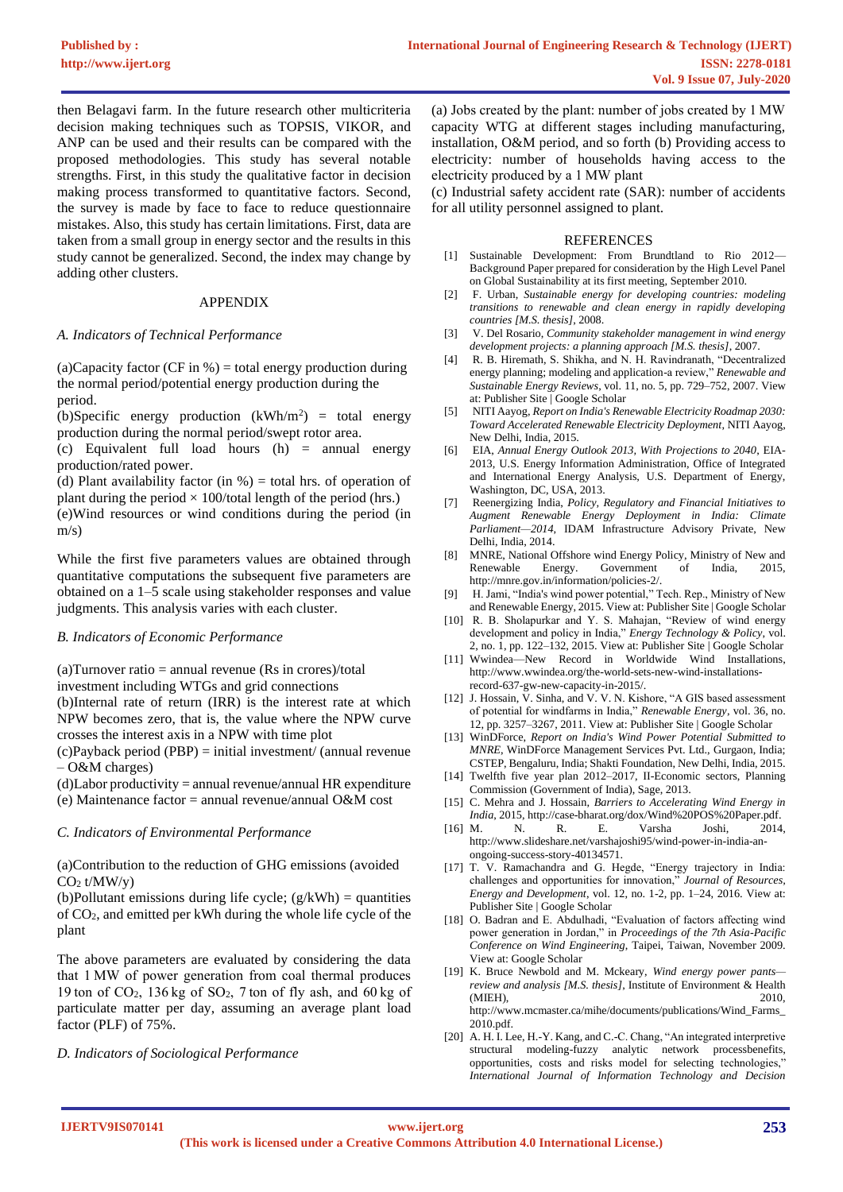then Belagavi farm. In the future research other multicriteria decision making techniques such as TOPSIS, VIKOR, and ANP can be used and their results can be compared with the proposed methodologies. This study has several notable strengths. First, in this study the qualitative factor in decision making process transformed to quantitative factors. Second, the survey is made by face to face to reduce questionnaire mistakes. Also, this study has certain limitations. First, data are taken from a small group in energy sector and the results in this study cannot be generalized. Second, the index may change by adding other clusters.

## APPENDIX

### *A. Indicators of Technical Performance*

(a)Capacity factor (CF in %) = total energy production during the normal period/potential energy production during the period.

(b)Specific energy production ($kWh/m^2$) = total energy production during the normal period/swept rotor area.

(c) Equivalent full load hours (h) = annual energy production/rated power.

(d) Plant availability factor (in %) = total hrs. of operation of plant during the period × 100/total length of the period (hrs.)

(e)Wind resources or wind conditions during the period (in m/s)

While the first five parameters values are obtained through quantitative computations the subsequent five parameters are obtained on a 1–5 scale using stakeholder responses and value judgments. This analysis varies with each cluster.

### *B. Indicators of Economic Performance*

(a)Turnover ratio = annual revenue (Rs in crores)/total investment including WTGs and grid connections

(b)Internal rate of return (IRR) is the interest rate at which NPW becomes zero, that is, the value where the NPW curve crosses the interest axis in a NPW with time plot

(c)Payback period (PBP) = initial investment/ (annual revenue – O&M charges)

(d)Labor productivity = annual revenue/annual HR expenditure

(e) Maintenance factor = annual revenue/annual O&M cost

### *C. Indicators of Environmental Performance*

(a)Contribution to the reduction of GHG emissions (avoided $CO_2$ t/MW/y)

(b)Pollutant emissions during life cycle; (g/kWh) = quantities of $CO_2$, and emitted per kWh during the whole life cycle of the plant

The above parameters are evaluated by considering the data that 1 MW of power generation from coal thermal produces 19 ton of $CO_2$, 136 kg of $SO_2$, 7 ton of fly ash, and 60 kg of particulate matter per day, assuming an average plant load factor (PLF) of 75%.

### *D. Indicators of Sociological Performance*

(a) Jobs created by the plant: number of jobs created by 1 MW capacity WTG at different stages including manufacturing, installation, O&M period, and so forth (b) Providing access to electricity: number of households having access to the electricity produced by a 1 MW plant

(c) Industrial safety accident rate (SAR): number of accidents for all utility personnel assigned to plant.

## REFERENCES

[1] Sustainable Development: From Brundtland to Rio 2012—Background Paper prepared for consideration by the High Level Panel on Global Sustainability at its first meeting, September 2010.

[2] F. Urban, *Sustainable energy for developing countries: modeling transitions to renewable and clean energy in rapidly developing countries [M.S. thesis]*, 2008.

[3] V. Del Rosario, *Community stakeholder management in wind energy development projects: a planning approach [M.S. thesis]*, 2007.

[4] R. B. Hiremath, S. Shikha, and N. H. Ravindranath, "Decentralized energy planning; modeling and application-a review," *Renewable and Sustainable Energy Reviews*, vol. 11, no. 5, pp. 729–752, 2007. View at: Publisher Site | Google Scholar

[5] NITI Aayog, *Report on India's Renewable Electricity Roadmap 2030: Toward Accelerated Renewable Electricity Deployment*, NITI Aayog, New Delhi, India, 2015.

[6] EIA, *Annual Energy Outlook 2013, With Projections to 2040*, EIA-2013, U.S. Energy Information Administration, Office of Integrated and International Energy Analysis, U.S. Department of Energy, Washington, DC, USA, 2013.

[7] Reenergizing India, *Policy, Regulatory and Financial Initiatives to Augment Renewable Energy Deployment in India: Climate Parliament—2014*, IDAM Infrastructure Advisory Private, New Delhi, India, 2014.

[8] MNRE, National Offshore wind Energy Policy, Ministry of New and Renewable Energy. Government of India, 2015, http://mnre.gov.in/information/policies-2/.

[9] H. Jami, "India's wind power potential," Tech. Rep., Ministry of New and Renewable Energy, 2015. View at: Publisher Site | Google Scholar

[10] R. B. Sholapurkar and Y. S. Mahajan, "Review of wind energy development and policy in India," *Energy Technology & Policy*, vol. 2, no. 1, pp. 122–132, 2015. View at: Publisher Site | Google Scholar

[11] Wwindea—New Record in Worldwide Wind Installations, http://www.wwindea.org/the-world-sets-new-wind-installations-record-637-gw-new-capacity-in-2015/.

[12] J. Hossain, V. Sinha, and V. V. N. Kishore, "A GIS based assessment of potential for windfarms in India," *Renewable Energy*, vol. 36, no. 12, pp. 3257–3267, 2011. View at: Publisher Site | Google Scholar

[13] WinDForce, *Report on India's Wind Power Potential Submitted to MNRE*, WinDForce Management Services Pvt. Ltd., Gurgaon, India; CSTEP, Bengaluru, India; Shakti Foundation, New Delhi, India, 2015.

[14] Twelfth five year plan 2012–2017, II-Economic sectors, Planning Commission (Government of India), Sage, 2013.

[15] C. Mehra and J. Hossain, *Barriers to Accelerating Wind Energy in India*, 2015, http://case-bharat.org/dox/Wind%20POS%20Paper.pdf.

[16] M. N. R. E. Varsha Joshi, 2014, http://www.slideshare.net/varshajoshi95/wind-power-in-india-an-ongoing-success-story-40134571.

[17] T. V. Ramachandra and G. Hegde, "Energy trajectory in India: challenges and opportunities for innovation," *Journal of Resources, Energy and Development*, vol. 12, no. 1-2, pp. 1–24, 2016. View at: Publisher Site | Google Scholar

[18] O. Badran and E. Abdulhadi, "Evaluation of factors affecting wind power generation in Jordan," in *Proceedings of the 7th Asia-Pacific Conference on Wind Engineering*, Taipei, Taiwan, November 2009. View at: Google Scholar

[19] K. Bruce Newbold and M. Mckeary, *Wind energy power pants—review and analysis [M.S. thesis]*, Institute of Environment & Health (MIEH), 2010, http://www.mcmaster.ca/mihe/documents/publications/Wind_Farms_2010.pdf.

[20] A. H. I. Lee, H.-Y. Kang, and C.-C. Chang, "An integrated interpretive structural modeling-fuzzy analytic network processbenefits, opportunities, costs and risks model for selecting technologies," *International Journal of Information Technology and Decision*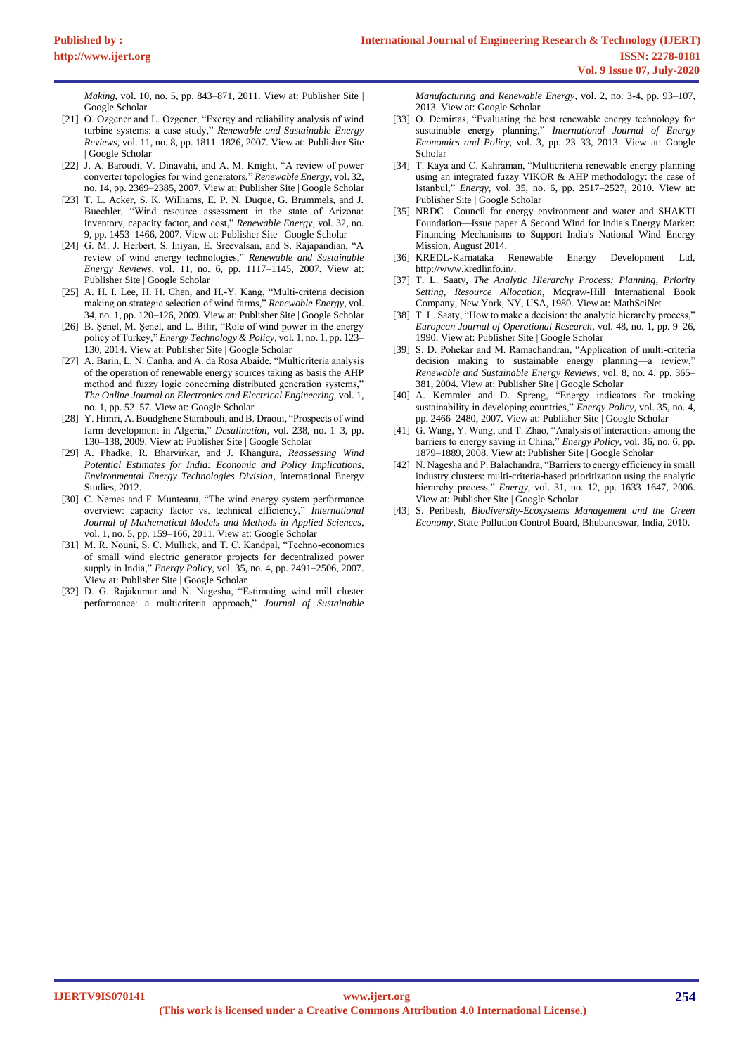*Making*, vol. 10, no. 5, pp. 843–871, 2011. View at: Publisher Site | Google Scholar

[21] O. Ozgener and L. Ozgener, "Exergy and reliability analysis of wind turbine systems: a case study," *Renewable and Sustainable Energy Reviews*, vol. 11, no. 8, pp. 1811–1826, 2007. View at: Publisher Site | Google Scholar

[22] J. A. Baroudi, V. Dinavahi, and A. M. Knight, "A review of power converter topologies for wind generators," *Renewable Energy*, vol. 32, no. 14, pp. 2369–2385, 2007. View at: Publisher Site | Google Scholar

[23] T. L. Acker, S. K. Williams, E. P. N. Duque, G. Brummels, and J. Buechler, "Wind resource assessment in the state of Arizona: inventory, capacity factor, and cost," *Renewable Energy*, vol. 32, no. 9, pp. 1453–1466, 2007. View at: Publisher Site | Google Scholar

[24] G. M. J. Herbert, S. Iniyan, E. Sreevalsan, and S. Rajapandian, "A review of wind energy technologies," *Renewable and Sustainable Energy Reviews*, vol. 11, no. 6, pp. 1117–1145, 2007. View at: Publisher Site | Google Scholar

[25] A. H. I. Lee, H. H. Chen, and H.-Y. Kang, "Multi-criteria decision making on strategic selection of wind farms," *Renewable Energy*, vol. 34, no. 1, pp. 120–126, 2009. View at: Publisher Site | Google Scholar

[26] B. Şenel, M. Şenel, and L. Bilir, "Role of wind power in the energy policy of Turkey," *Energy Technology & Policy*, vol. 1, no. 1, pp. 123–130, 2014. View at: Publisher Site | Google Scholar

[27] A. Barin, L. N. Canha, and A. da Rosa Abaide, "Multicriteria analysis of the operation of renewable energy sources taking as basis the AHP method and fuzzy logic concerning distributed generation systems," *The Online Journal on Electronics and Electrical Engineering*, vol. 1, no. 1, pp. 52–57. View at: Google Scholar

[28] Y. Himri, A. Boudghene Stambouli, and B. Draoui, "Prospects of wind farm development in Algeria," *Desalination*, vol. 238, no. 1–3, pp. 130–138, 2009. View at: Publisher Site | Google Scholar

[29] A. Phadke, R. Bharvirkar, and J. Khangura, *Reassessing Wind Potential Estimates for India: Economic and Policy Implications, Environmental Energy Technologies Division*, International Energy Studies, 2012.

[30] C. Nemes and F. Munteanu, "The wind energy system performance overview: capacity factor vs. technical efficiency," *International Journal of Mathematical Models and Methods in Applied Sciences*, vol. 1, no. 5, pp. 159–166, 2011. View at: Google Scholar

[31] M. R. Nouni, S. C. Mullick, and T. C. Kandpal, "Techno-economics of small wind electric generator projects for decentralized power supply in India," *Energy Policy*, vol. 35, no. 4, pp. 2491–2506, 2007. View at: Publisher Site | Google Scholar

[32] D. G. Rajakumar and N. Nagesha, "Estimating wind mill cluster performance: a multicriteria approach," *Journal of Sustainable Manufacturing and Renewable Energy*, vol. 2, no. 3-4, pp. 93–107, 2013. View at: Google Scholar

[33] O. Demirtas, "Evaluating the best renewable energy technology for sustainable energy planning," *International Journal of Energy Economics and Policy*, vol. 3, pp. 23–33, 2013. View at: Google Scholar

[34] T. Kaya and C. Kahraman, "Multicriteria renewable energy planning using an integrated fuzzy VIKOR & AHP methodology: the case of Istanbul," *Energy*, vol. 35, no. 6, pp. 2517–2527, 2010. View at: Publisher Site | Google Scholar

[35] NRDC—Council for energy environment and water and SHAKTI Foundation—Issue paper A Second Wind for India's Energy Market: Financing Mechanisms to Support India's National Wind Energy Mission, August 2014.

[36] KREDL-Karnataka Renewable Energy Development Ltd, http://www.kredlinfo.in/.

[37] T. L. Saaty, *The Analytic Hierarchy Process: Planning, Priority Setting, Resource Allocation*, Mcgraw-Hill International Book Company, New York, NY, USA, 1980. View at: MathSciNet

[38] T. L. Saaty, "How to make a decision: the analytic hierarchy process," *European Journal of Operational Research*, vol. 48, no. 1, pp. 9–26, 1990. View at: Publisher Site | Google Scholar

[39] S. D. Pohekar and M. Ramachandran, "Application of multi-criteria decision making to sustainable energy planning—a review," *Renewable and Sustainable Energy Reviews*, vol. 8, no. 4, pp. 365–381, 2004. View at: Publisher Site | Google Scholar

[40] A. Kemmler and D. Spreng, "Energy indicators for tracking sustainability in developing countries," *Energy Policy*, vol. 35, no. 4, pp. 2466–2480, 2007. View at: Publisher Site | Google Scholar

[41] G. Wang, Y. Wang, and T. Zhao, "Analysis of interactions among the barriers to energy saving in China," *Energy Policy*, vol. 36, no. 6, pp. 1879–1889, 2008. View at: Publisher Site | Google Scholar

[42] N. Nagesha and P. Balachandra, "Barriers to energy efficiency in small industry clusters: multi-criteria-based prioritization using the analytic hierarchy process," *Energy*, vol. 31, no. 12, pp. 1633–1647, 2006. View at: Publisher Site | Google Scholar

[43] S. Peribesh, *Biodiversity-Ecosystems Management and the Green Economy*, State Pollution Control Board, Bhubaneswar, India, 2010.